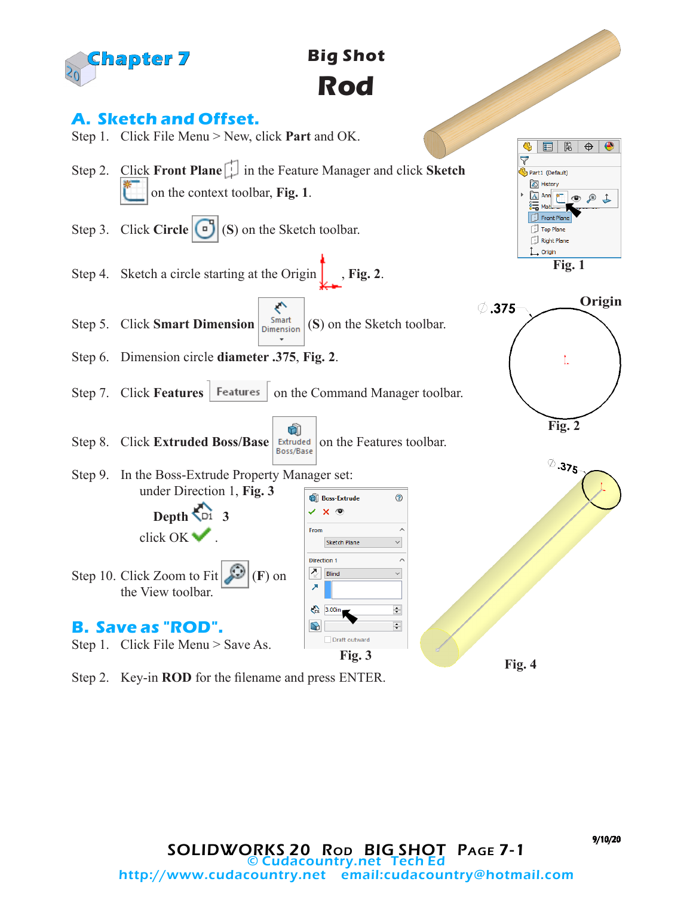# Chapter 7

## Big Shot
# Rod

## A. Sketch and Offset.

Step 1. Click File Menu > New, click **Part** and OK.

Step 2. Click **Front Plane** in the Feature Manager and click **Sketch** on the context toolbar, **Fig. 1**.

Step 3. Click **Circle** (**S**) on the Sketch toolbar.

Step 4. Sketch a circle starting at the Origin , **Fig. 2**.

Step 5. Click **Smart Dimension** (**S**) on the Sketch toolbar.

Step 6. Dimension circle **diameter .375**, **Fig. 2**.

Step 7. Click **Features** on the Command Manager toolbar.

Step 8. Click **Extruded Boss/Base** on the Features toolbar.

Step 9. In the Boss-Extrude Property Manager set:
under Direction 1, **Fig. 3**

**Depth** 3

click OK .

Step 10. Click Zoom to Fit (**F**) on the View toolbar.

**Fig. 1**

**Fig. 2**

**Fig. 3**

**Fig. 4**

## B. Save as "ROD".

Step 1. Click File Menu > Save As.

Step 2. Key-in **ROD** for the filename and press ENTER.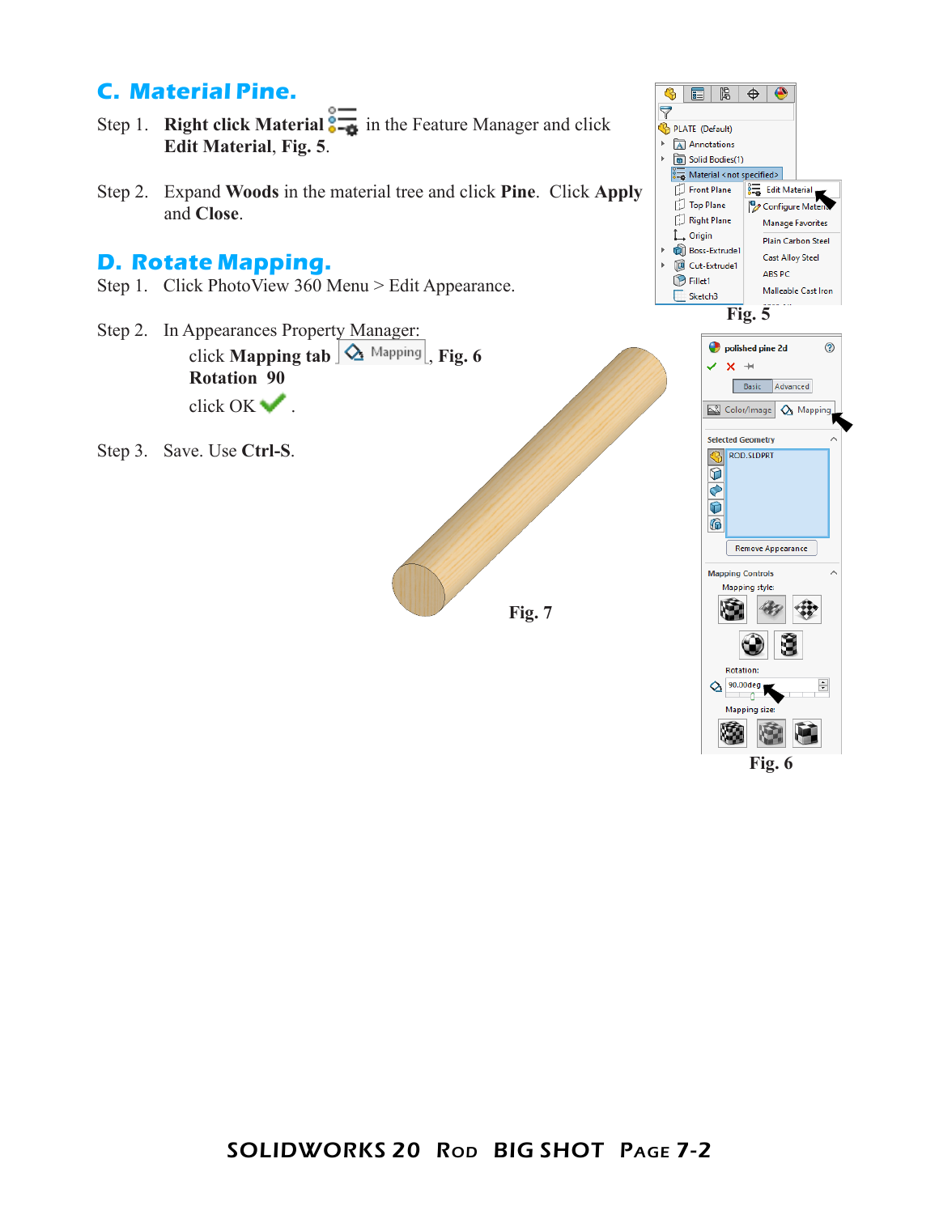## C. Material Pine.

Step 1. **Right click Material** in the Feature Manager and click **Edit Material**, **Fig. 5**.

Step 2. Expand **Woods** in the material tree and click **Pine**. Click **Apply** and **Close**.

Fig. 5

## D. Rotate Mapping.

Step 1. Click PhotoView 360 Menu > Edit Appearance.

Step 2. In Appearances Property Manager:

click **Mapping tab** Mapping, **Fig. 6**
**Rotation 90**
click OK .

Step 3. Save. Use **Ctrl-S**.

Fig. 7

Fig. 6